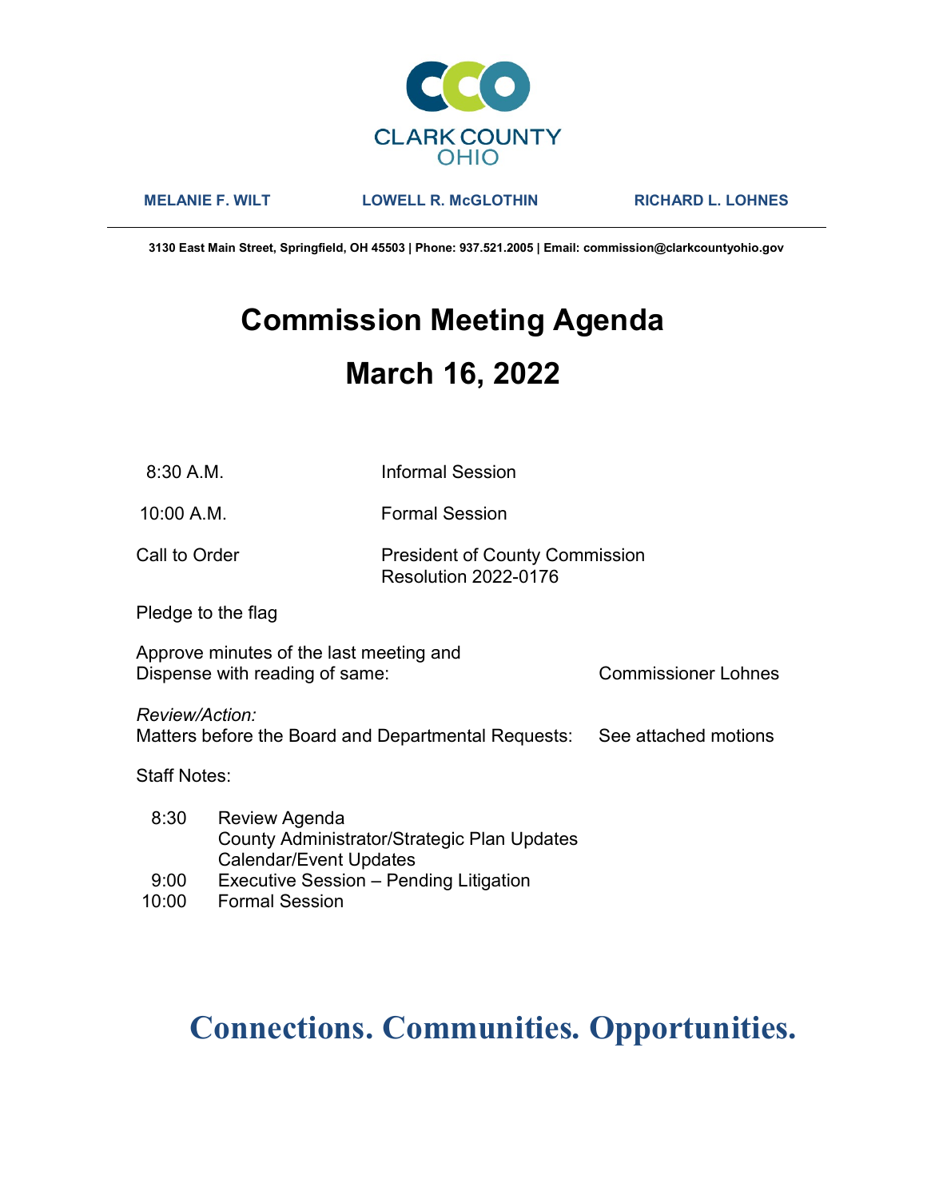CLARK COUNTY
OHIO

**MELANIE F. WILT** | **LOWELL R. McGLOTHIN** | **RICHARD L. LOHNES**

**3130 East Main Street, Springfield, OH 45503 | Phone: 937.521.2005 | Email: commission@clarkcountyohio.gov**

# Commission Meeting Agenda

# March 16, 2022

8:30 A.M. — Informal Session

10:00 A.M. — Formal Session

Call to Order — President of County Commission
Resolution 2022-0176

Pledge to the flag

Approve minutes of the last meeting and
Dispense with reading of same: — Commissioner Lohnes

*Review/Action:*
Matters before the Board and Departmental Requests: — See attached motions

Staff Notes:

| | |
|---|---|
| 8:30 | Review Agenda<br>County Administrator/Strategic Plan Updates<br>Calendar/Event Updates |
| 9:00 | Executive Session – Pending Litigation |
| 10:00 | Formal Session |

**Connections. Communities. Opportunities.**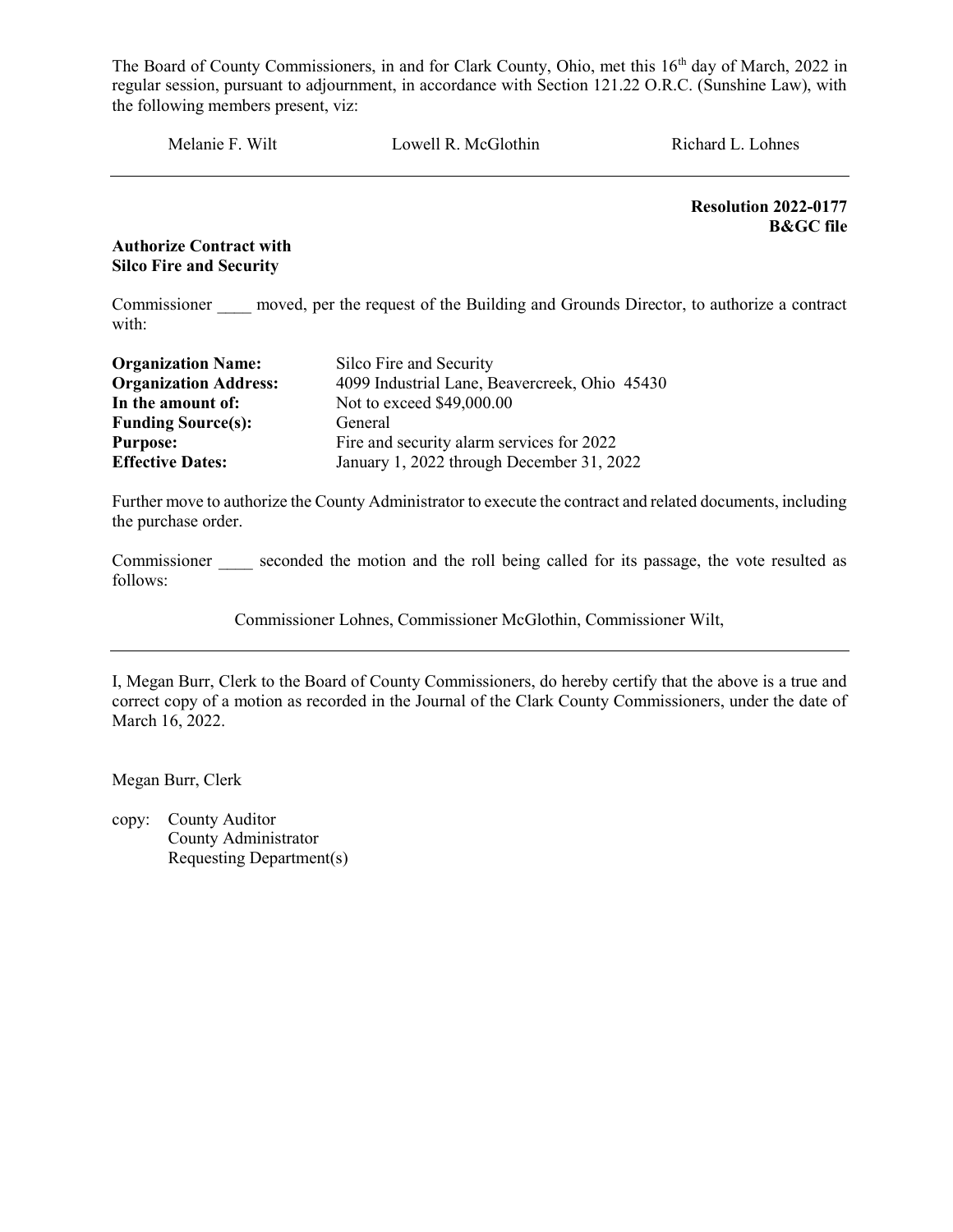The Board of County Commissioners, in and for Clark County, Ohio, met this 16th day of March, 2022 in regular session, pursuant to adjournment, in accordance with Section 121.22 O.R.C. (Sunshine Law), with the following members present, viz:

Melanie F. Wilt Lowell R. McGlothin Richard L. Lohnes

---

**Resolution 2022-0177**
**B&GC file**

**Authorize Contract with**
**Silco Fire and Security**

Commissioner ____ moved, per the request of the Building and Grounds Director, to authorize a contract with:

| | |
|---|---|
| **Organization Name:** | Silco Fire and Security |
| **Organization Address:** | 4099 Industrial Lane, Beavercreek, Ohio 45430 |
| **In the amount of:** | Not to exceed $49,000.00 |
| **Funding Source(s):** | General |
| **Purpose:** | Fire and security alarm services for 2022 |
| **Effective Dates:** | January 1, 2022 through December 31, 2022 |

Further move to authorize the County Administrator to execute the contract and related documents, including the purchase order.

Commissioner ____ seconded the motion and the roll being called for its passage, the vote resulted as follows:

Commissioner Lohnes, Commissioner McGlothin, Commissioner Wilt,

---

I, Megan Burr, Clerk to the Board of County Commissioners, do hereby certify that the above is a true and correct copy of a motion as recorded in the Journal of the Clark County Commissioners, under the date of March 16, 2022.

Megan Burr, Clerk

copy: County Auditor
County Administrator
Requesting Department(s)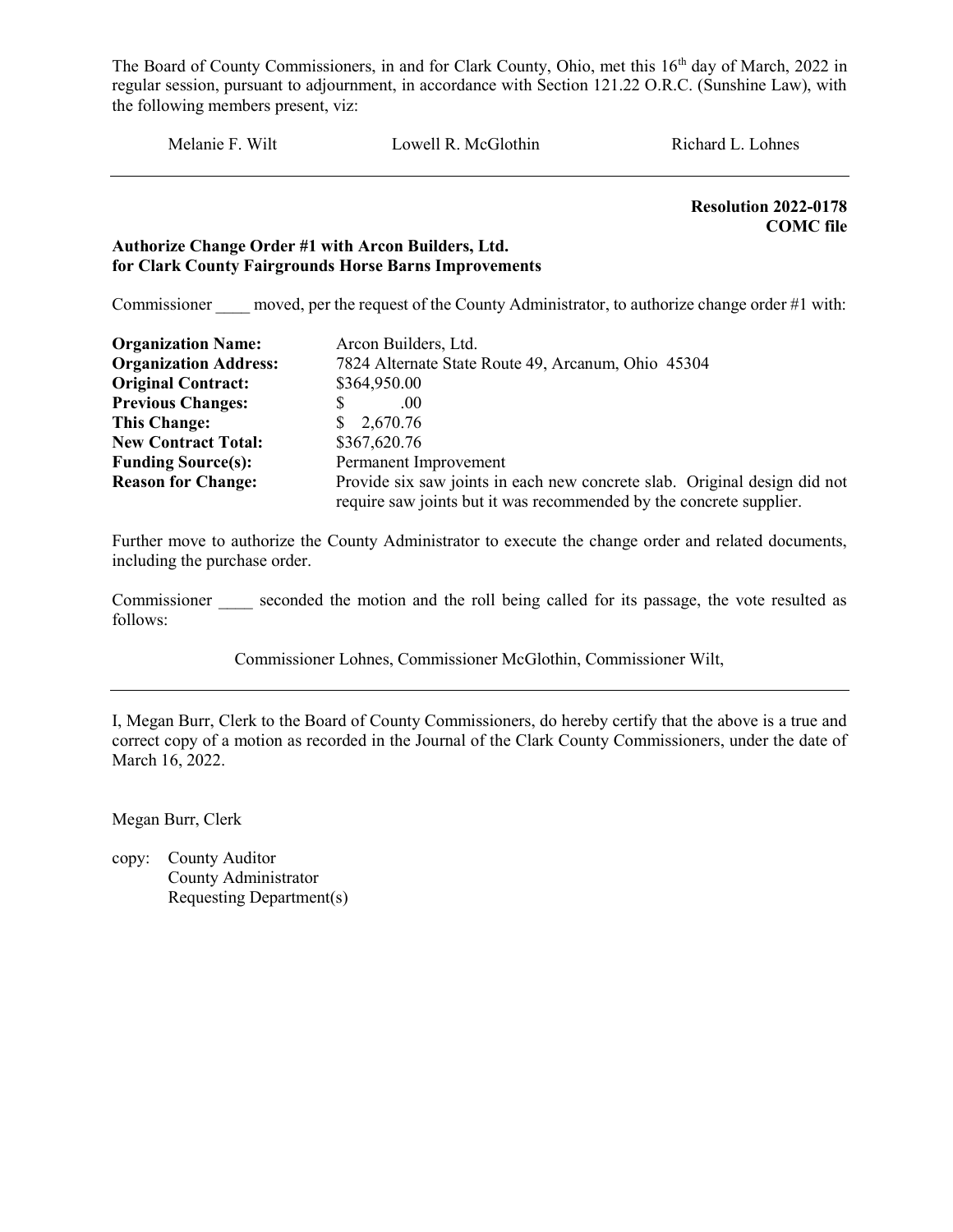The Board of County Commissioners, in and for Clark County, Ohio, met this 16th day of March, 2022 in regular session, pursuant to adjournment, in accordance with Section 121.22 O.R.C. (Sunshine Law), with the following members present, viz:

Melanie F. Wilt Lowell R. McGlothin Richard L. Lohnes

---

**Resolution 2022-0178**
**COMC file**

**Authorize Change Order #1 with Arcon Builders, Ltd.**
**for Clark County Fairgrounds Horse Barns Improvements**

Commissioner ____ moved, per the request of the County Administrator, to authorize change order #1 with:

| | |
|---|---|
| **Organization Name:** | Arcon Builders, Ltd. |
| **Organization Address:** | 7824 Alternate State Route 49, Arcanum, Ohio 45304 |
| **Original Contract:** | $364,950.00 |
| **Previous Changes:** | $ .00 |
| **This Change:** | $ 2,670.76 |
| **New Contract Total:** | $367,620.76 |
| **Funding Source(s):** | Permanent Improvement |
| **Reason for Change:** | Provide six saw joints in each new concrete slab. Original design did not require saw joints but it was recommended by the concrete supplier. |

Further move to authorize the County Administrator to execute the change order and related documents, including the purchase order.

Commissioner ____ seconded the motion and the roll being called for its passage, the vote resulted as follows:

Commissioner Lohnes, Commissioner McGlothin, Commissioner Wilt,

---

I, Megan Burr, Clerk to the Board of County Commissioners, do hereby certify that the above is a true and correct copy of a motion as recorded in the Journal of the Clark County Commissioners, under the date of March 16, 2022.

Megan Burr, Clerk

copy: County Auditor
County Administrator
Requesting Department(s)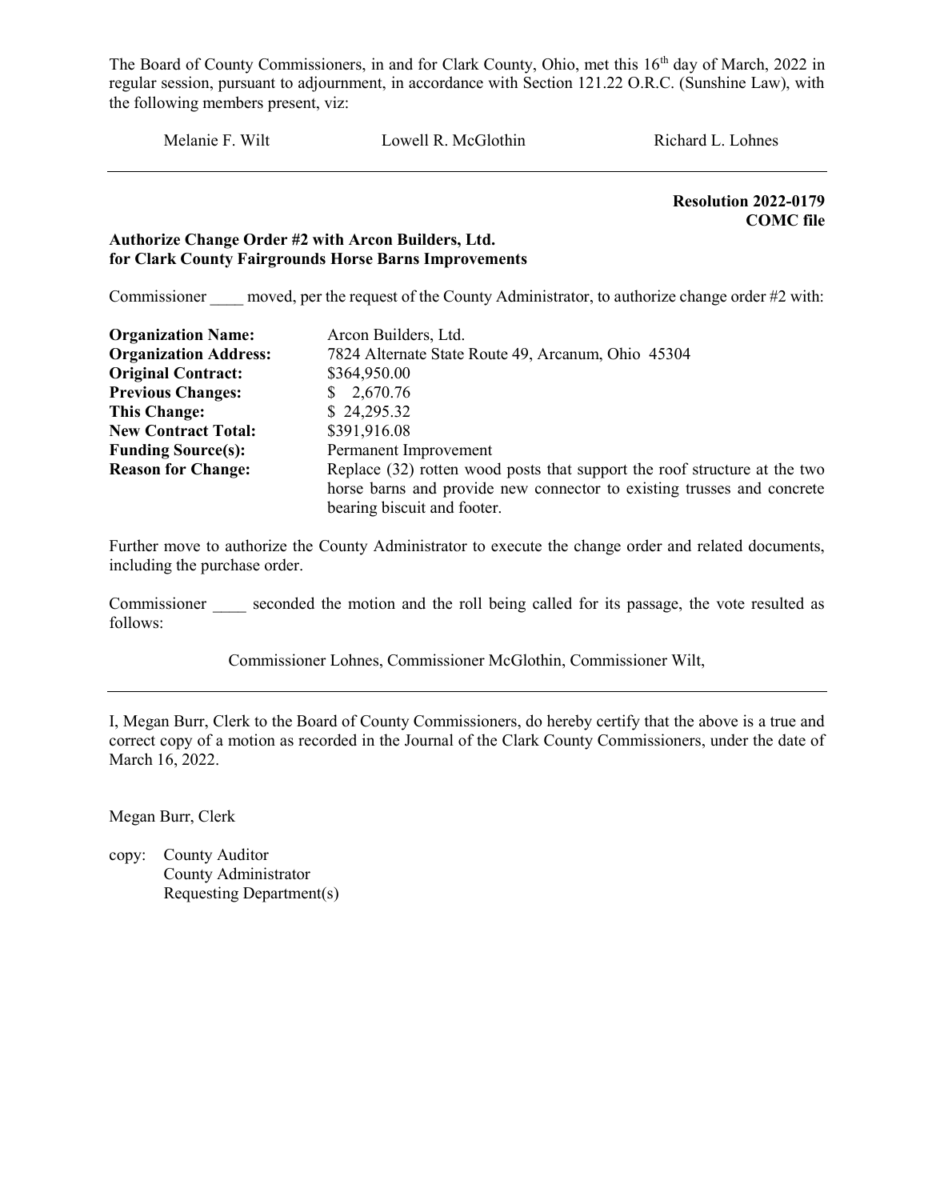The Board of County Commissioners, in and for Clark County, Ohio, met this 16th day of March, 2022 in regular session, pursuant to adjournment, in accordance with Section 121.22 O.R.C. (Sunshine Law), with the following members present, viz:

Melanie F. Wilt Lowell R. McGlothin Richard L. Lohnes

---

**Resolution 2022-0179**
**COMC file**

**Authorize Change Order #2 with Arcon Builders, Ltd.**
**for Clark County Fairgrounds Horse Barns Improvements**

Commissioner ____ moved, per the request of the County Administrator, to authorize change order #2 with:

| | |
|---|---|
| **Organization Name:** | Arcon Builders, Ltd. |
| **Organization Address:** | 7824 Alternate State Route 49, Arcanum, Ohio 45304 |
| **Original Contract:** | $364,950.00 |
| **Previous Changes:** | $ 2,670.76 |
| **This Change:** | $ 24,295.32 |
| **New Contract Total:** | $391,916.08 |
| **Funding Source(s):** | Permanent Improvement |
| **Reason for Change:** | Replace (32) rotten wood posts that support the roof structure at the two horse barns and provide new connector to existing trusses and concrete bearing biscuit and footer. |

Further move to authorize the County Administrator to execute the change order and related documents, including the purchase order.

Commissioner ____ seconded the motion and the roll being called for its passage, the vote resulted as follows:

Commissioner Lohnes, Commissioner McGlothin, Commissioner Wilt,

---

I, Megan Burr, Clerk to the Board of County Commissioners, do hereby certify that the above is a true and correct copy of a motion as recorded in the Journal of the Clark County Commissioners, under the date of March 16, 2022.

Megan Burr, Clerk

copy: County Auditor
County Administrator
Requesting Department(s)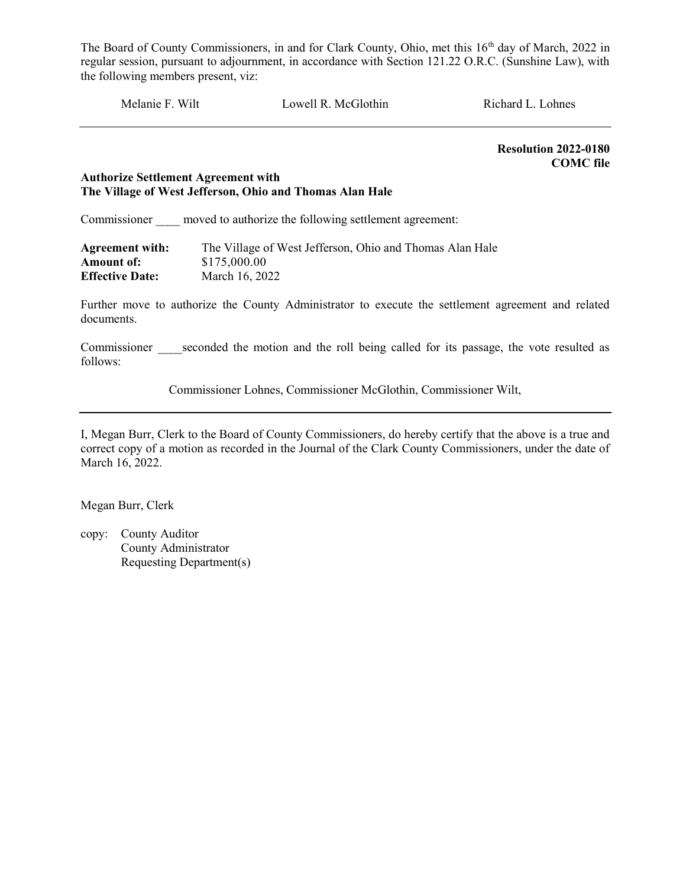The Board of County Commissioners, in and for Clark County, Ohio, met this 16th day of March, 2022 in regular session, pursuant to adjournment, in accordance with Section 121.22 O.R.C. (Sunshine Law), with the following members present, viz:

Melanie F. Wilt    Lowell R. McGlothin    Richard L. Lohnes

---

**Resolution 2022-0180**
**COMC file**

**Authorize Settlement Agreement with**
**The Village of West Jefferson, Ohio and Thomas Alan Hale**

Commissioner ____ moved to authorize the following settlement agreement:

**Agreement with:** The Village of West Jefferson, Ohio and Thomas Alan Hale
**Amount of:** $175,000.00
**Effective Date:** March 16, 2022

Further move to authorize the County Administrator to execute the settlement agreement and related documents.

Commissioner ____seconded the motion and the roll being called for its passage, the vote resulted as follows:

Commissioner Lohnes, Commissioner McGlothin, Commissioner Wilt,

---

I, Megan Burr, Clerk to the Board of County Commissioners, do hereby certify that the above is a true and correct copy of a motion as recorded in the Journal of the Clark County Commissioners, under the date of March 16, 2022.

Megan Burr, Clerk

copy: County Auditor
County Administrator
Requesting Department(s)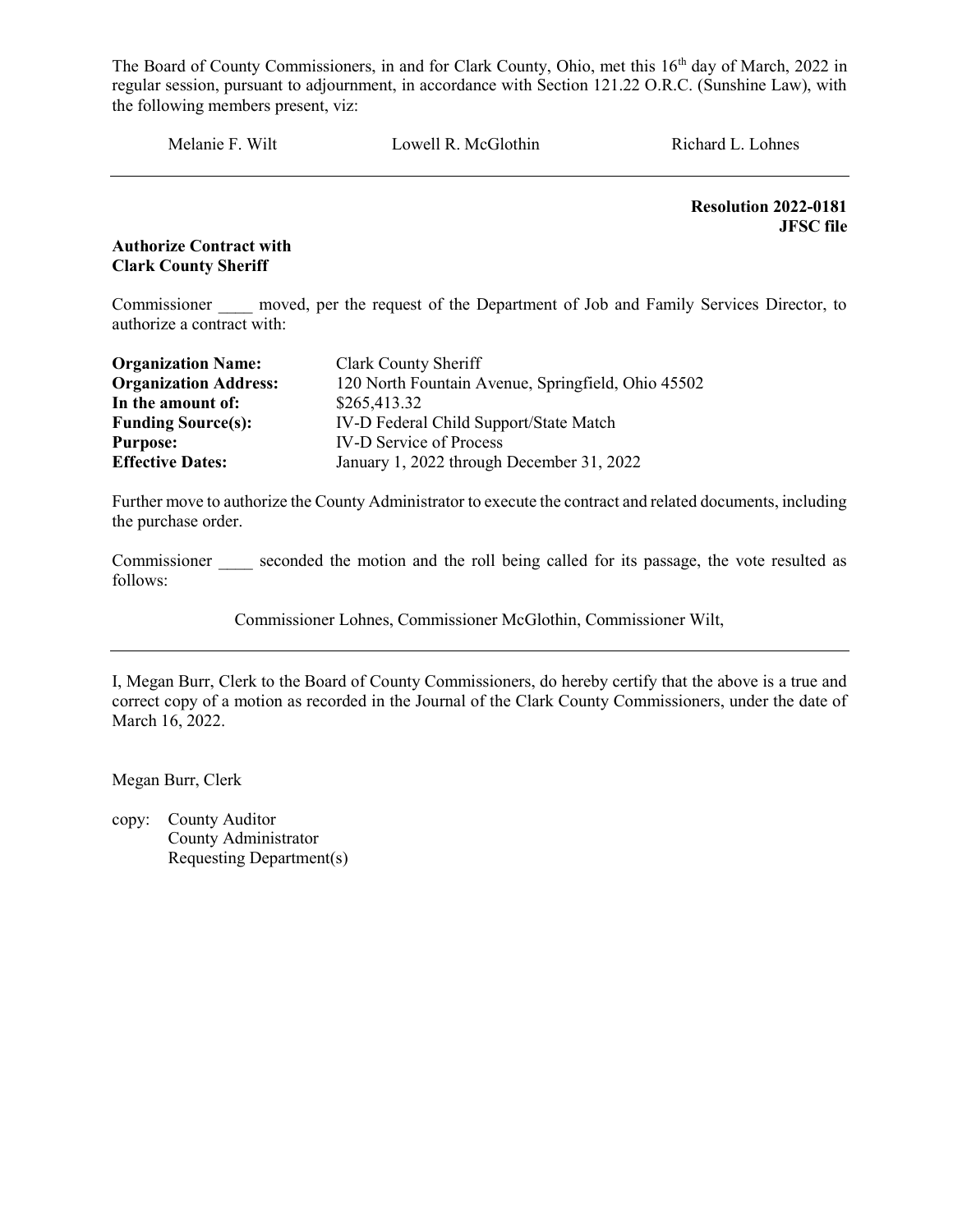The Board of County Commissioners, in and for Clark County, Ohio, met this 16th day of March, 2022 in regular session, pursuant to adjournment, in accordance with Section 121.22 O.R.C. (Sunshine Law), with the following members present, viz:

Melanie F. Wilt    Lowell R. McGlothin    Richard L. Lohnes

---

**Resolution 2022-0181**
**JFSC file**

**Authorize Contract with Clark County Sheriff**

Commissioner ____ moved, per the request of the Department of Job and Family Services Director, to authorize a contract with:

| | |
|---|---|
| **Organization Name:** | Clark County Sheriff |
| **Organization Address:** | 120 North Fountain Avenue, Springfield, Ohio 45502 |
| **In the amount of:** | $265,413.32 |
| **Funding Source(s):** | IV-D Federal Child Support/State Match |
| **Purpose:** | IV-D Service of Process |
| **Effective Dates:** | January 1, 2022 through December 31, 2022 |

Further move to authorize the County Administrator to execute the contract and related documents, including the purchase order.

Commissioner ____ seconded the motion and the roll being called for its passage, the vote resulted as follows:

Commissioner Lohnes, Commissioner McGlothin, Commissioner Wilt,

---

I, Megan Burr, Clerk to the Board of County Commissioners, do hereby certify that the above is a true and correct copy of a motion as recorded in the Journal of the Clark County Commissioners, under the date of March 16, 2022.

Megan Burr, Clerk

copy: County Auditor
County Administrator
Requesting Department(s)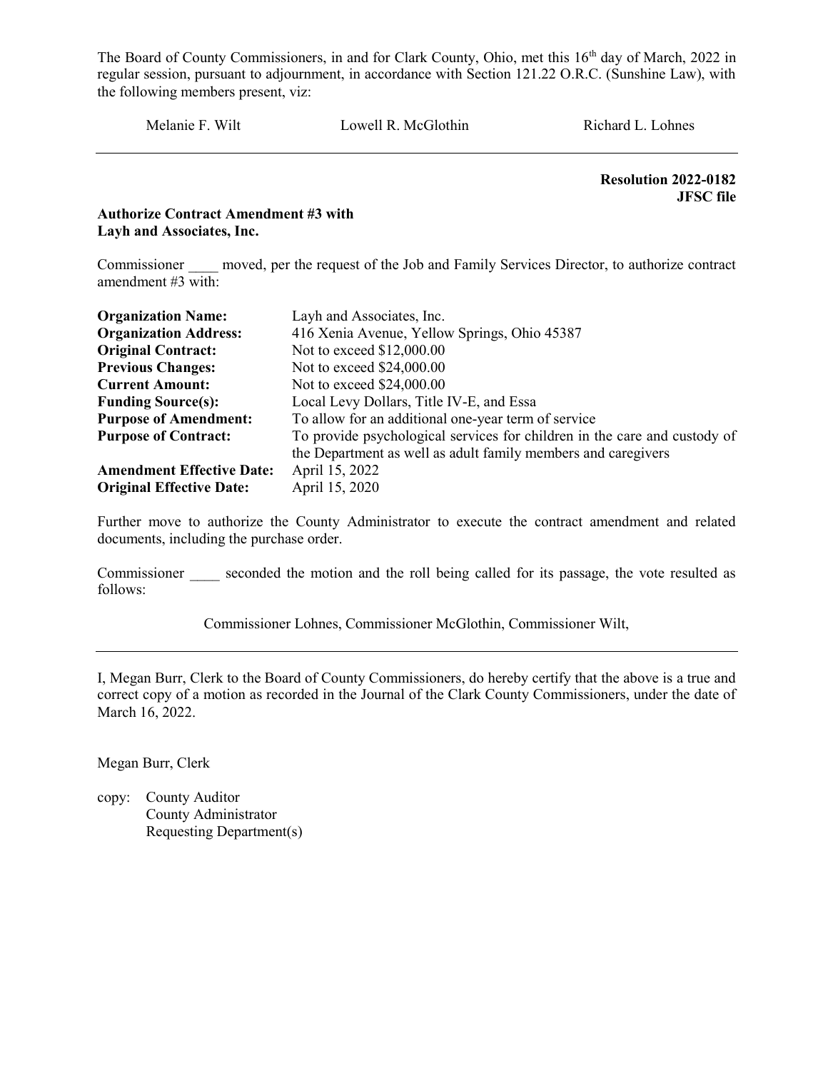The Board of County Commissioners, in and for Clark County, Ohio, met this 16th day of March, 2022 in regular session, pursuant to adjournment, in accordance with Section 121.22 O.R.C. (Sunshine Law), with the following members present, viz:

Melanie F. Wilt          Lowell R. McGlothin          Richard L. Lohnes

---

**Resolution 2022-0182**
**JFSC file**

**Authorize Contract Amendment #3 with Layh and Associates, Inc.**

Commissioner ____ moved, per the request of the Job and Family Services Director, to authorize contract amendment #3 with:

| | |
|---|---|
| **Organization Name:** | Layh and Associates, Inc. |
| **Organization Address:** | 416 Xenia Avenue, Yellow Springs, Ohio 45387 |
| **Original Contract:** | Not to exceed $12,000.00 |
| **Previous Changes:** | Not to exceed $24,000.00 |
| **Current Amount:** | Not to exceed $24,000.00 |
| **Funding Source(s):** | Local Levy Dollars, Title IV-E, and Essa |
| **Purpose of Amendment:** | To allow for an additional one-year term of service |
| **Purpose of Contract:** | To provide psychological services for children in the care and custody of the Department as well as adult family members and caregivers |
| **Amendment Effective Date:** | April 15, 2022 |
| **Original Effective Date:** | April 15, 2020 |

Further move to authorize the County Administrator to execute the contract amendment and related documents, including the purchase order.

Commissioner ____ seconded the motion and the roll being called for its passage, the vote resulted as follows:

Commissioner Lohnes, Commissioner McGlothin, Commissioner Wilt,

---

I, Megan Burr, Clerk to the Board of County Commissioners, do hereby certify that the above is a true and correct copy of a motion as recorded in the Journal of the Clark County Commissioners, under the date of March 16, 2022.

Megan Burr, Clerk

copy: County Auditor
County Administrator
Requesting Department(s)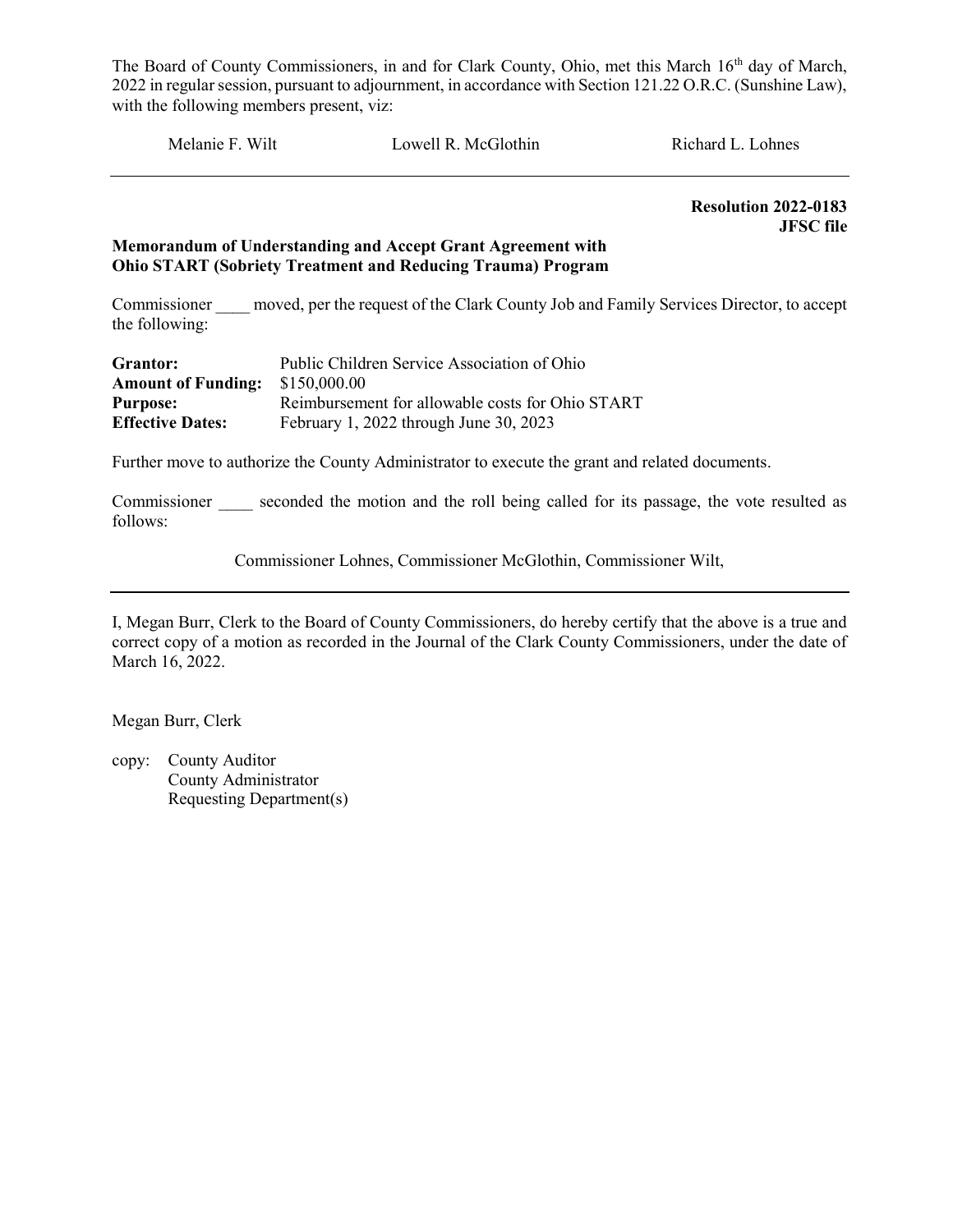The Board of County Commissioners, in and for Clark County, Ohio, met this March 16th day of March, 2022 in regular session, pursuant to adjournment, in accordance with Section 121.22 O.R.C. (Sunshine Law), with the following members present, viz:

Melanie F. Wilt          Lowell R. McGlothin          Richard L. Lohnes

---

**Resolution 2022-0183**
**JFSC file**

**Memorandum of Understanding and Accept Grant Agreement with Ohio START (Sobriety Treatment and Reducing Trauma) Program**

Commissioner ____ moved, per the request of the Clark County Job and Family Services Director, to accept the following:

| | |
|---|---|
| **Grantor:** | Public Children Service Association of Ohio |
| **Amount of Funding:** | $150,000.00 |
| **Purpose:** | Reimbursement for allowable costs for Ohio START |
| **Effective Dates:** | February 1, 2022 through June 30, 2023 |

Further move to authorize the County Administrator to execute the grant and related documents.

Commissioner ____ seconded the motion and the roll being called for its passage, the vote resulted as follows:

Commissioner Lohnes, Commissioner McGlothin, Commissioner Wilt,

---

I, Megan Burr, Clerk to the Board of County Commissioners, do hereby certify that the above is a true and correct copy of a motion as recorded in the Journal of the Clark County Commissioners, under the date of March 16, 2022.

Megan Burr, Clerk

copy: County Auditor
County Administrator
Requesting Department(s)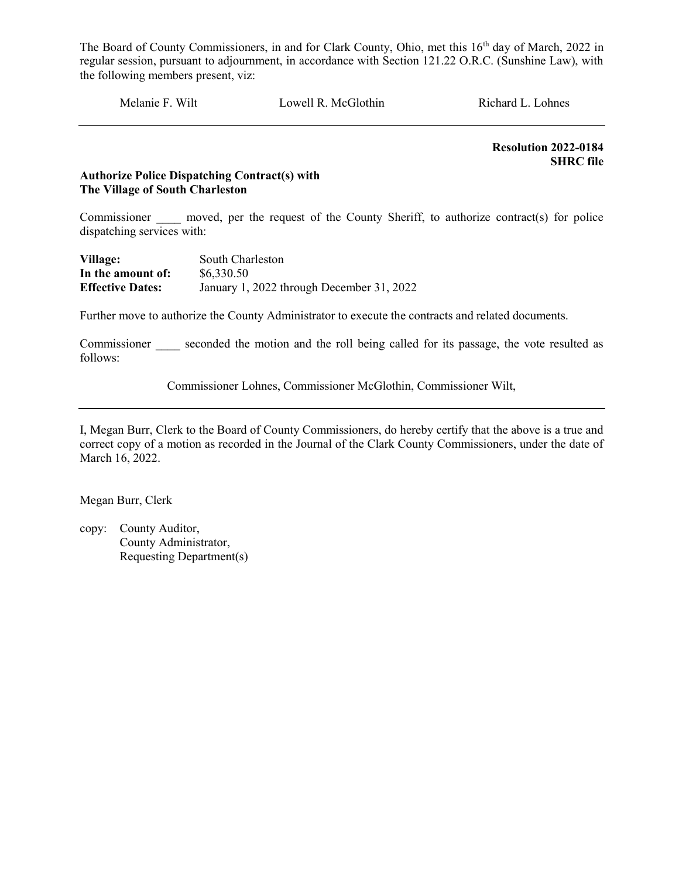The Board of County Commissioners, in and for Clark County, Ohio, met this 16th day of March, 2022 in regular session, pursuant to adjournment, in accordance with Section 121.22 O.R.C. (Sunshine Law), with the following members present, viz:

Melanie F. Wilt Lowell R. McGlothin Richard L. Lohnes

---

**Resolution 2022-0184**
**SHRC file**

**Authorize Police Dispatching Contract(s) with**
**The Village of South Charleston**

Commissioner ____ moved, per the request of the County Sheriff, to authorize contract(s) for police dispatching services with:

**Village:** South Charleston
**In the amount of:** $6,330.50
**Effective Dates:** January 1, 2022 through December 31, 2022

Further move to authorize the County Administrator to execute the contracts and related documents.

Commissioner ____ seconded the motion and the roll being called for its passage, the vote resulted as follows:

Commissioner Lohnes, Commissioner McGlothin, Commissioner Wilt,

---

I, Megan Burr, Clerk to the Board of County Commissioners, do hereby certify that the above is a true and correct copy of a motion as recorded in the Journal of the Clark County Commissioners, under the date of March 16, 2022.

Megan Burr, Clerk

copy: County Auditor,
County Administrator,
Requesting Department(s)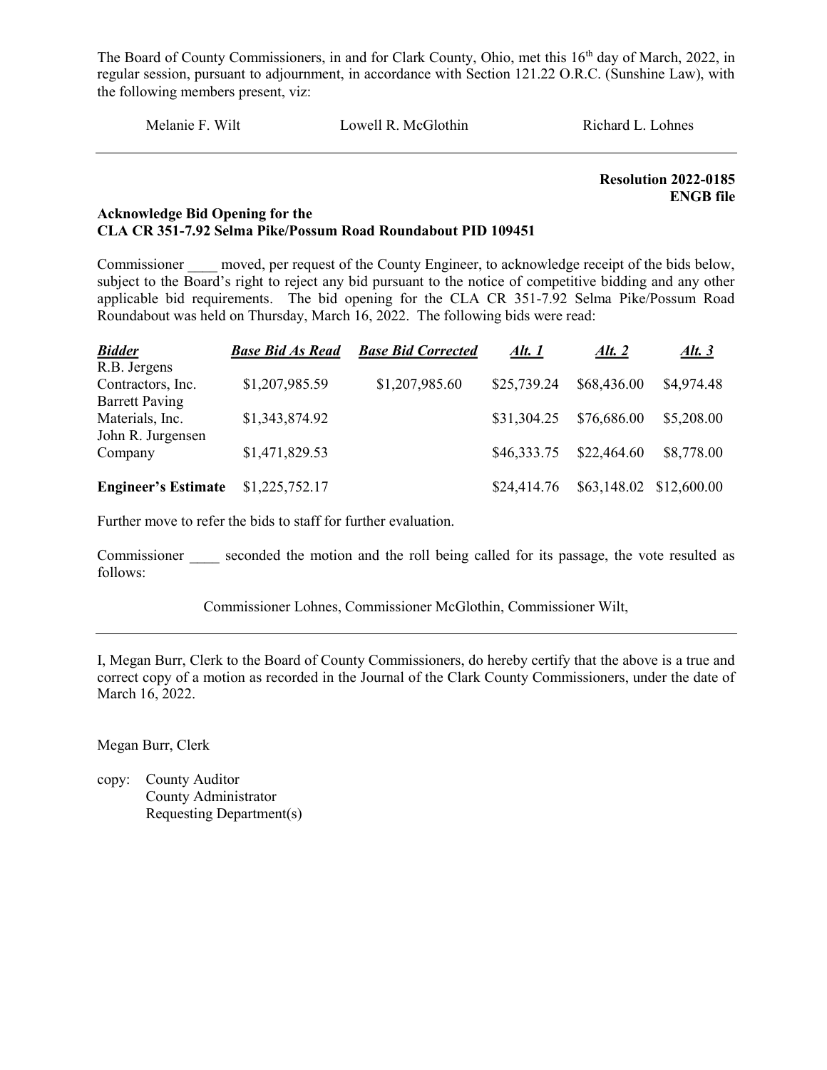The Board of County Commissioners, in and for Clark County, Ohio, met this 16th day of March, 2022, in regular session, pursuant to adjournment, in accordance with Section 121.22 O.R.C. (Sunshine Law), with the following members present, viz:

Melanie F. Wilt　　　　Lowell R. McGlothin　　　　Richard L. Lohnes

---

**Resolution 2022-0185**
**ENGB file**

**Acknowledge Bid Opening for the**
**CLA CR 351-7.92 Selma Pike/Possum Road Roundabout PID 109451**

Commissioner ____ moved, per request of the County Engineer, to acknowledge receipt of the bids below, subject to the Board's right to reject any bid pursuant to the notice of competitive bidding and any other applicable bid requirements. The bid opening for the CLA CR 351-7.92 Selma Pike/Possum Road Roundabout was held on Thursday, March 16, 2022. The following bids were read:

| ***Bidder*** | ***Base Bid As Read*** | ***Base Bid Corrected*** | ***Alt. 1*** | ***Alt. 2*** | ***Alt. 3*** |
|---|---|---|---|---|---|
| R.B. Jergens Contractors, Inc. | $1,207,985.59 | $1,207,985.60 | $25,739.24 | $68,436.00 | $4,974.48 |
| Barrett Paving Materials, Inc. | $1,343,874.92 | | $31,304.25 | $76,686.00 | $5,208.00 |
| John R. Jurgensen Company | $1,471,829.53 | | $46,333.75 | $22,464.60 | $8,778.00 |
| **Engineer's Estimate** | $1,225,752.17 | | $24,414.76 | $63,148.02 | $12,600.00 |

Further move to refer the bids to staff for further evaluation.

Commissioner ____ seconded the motion and the roll being called for its passage, the vote resulted as follows:

Commissioner Lohnes, Commissioner McGlothin, Commissioner Wilt,

---

I, Megan Burr, Clerk to the Board of County Commissioners, do hereby certify that the above is a true and correct copy of a motion as recorded in the Journal of the Clark County Commissioners, under the date of March 16, 2022.

Megan Burr, Clerk

copy: County Auditor
County Administrator
Requesting Department(s)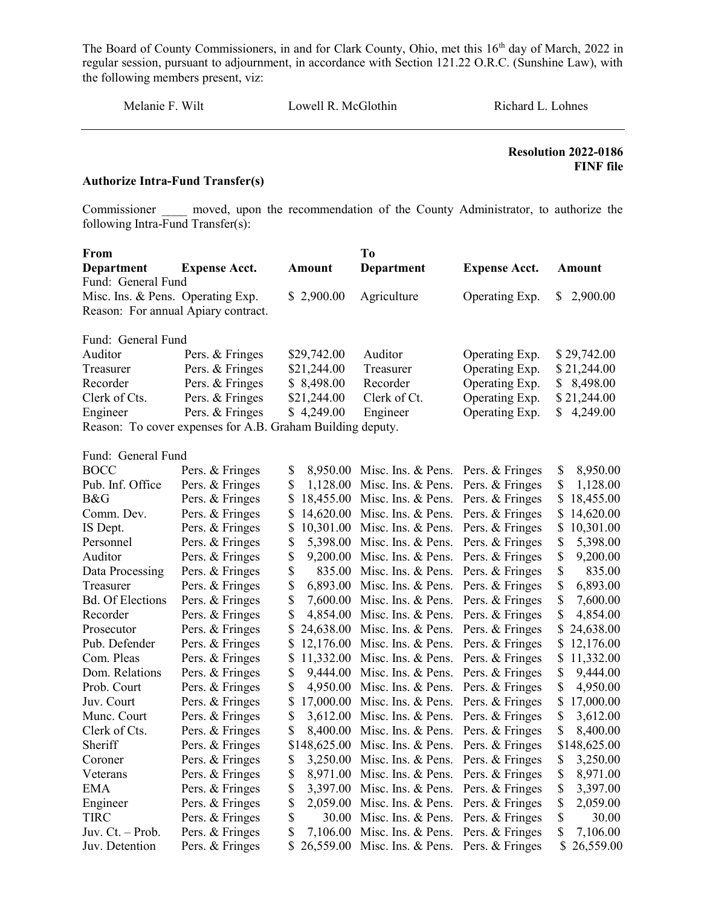The Board of County Commissioners, in and for Clark County, Ohio, met this 16th day of March, 2022 in regular session, pursuant to adjournment, in accordance with Section 121.22 O.R.C. (Sunshine Law), with the following members present, viz:

Melanie F. Wilt　　　　Lowell R. McGlothin　　　　Richard L. Lohnes

**Resolution 2022-0186**
**FINF file**

**Authorize Intra-Fund Transfer(s)**

Commissioner ____ moved, upon the recommendation of the County Administrator, to authorize the following Intra-Fund Transfer(s):

| **From Department** | **Expense Acct.** | **Amount** | **To Department** | **Expense Acct.** | **Amount** |
|---|---|---|---|---|---|
| Fund: General Fund | | | | | |
| Misc. Ins. & Pens. | Operating Exp. | $ 2,900.00 | Agriculture | Operating Exp. | $ 2,900.00 |
| Reason: For annual Apiary contract. | | | | | |
| | | | | | |
| Fund: General Fund | | | | | |
| Auditor | Pers. & Fringes | $29,742.00 | Auditor | Operating Exp. | $ 29,742.00 |
| Treasurer | Pers. & Fringes | $21,244.00 | Treasurer | Operating Exp. | $ 21,244.00 |
| Recorder | Pers. & Fringes | $ 8,498.00 | Recorder | Operating Exp. | $ 8,498.00 |
| Clerk of Cts. | Pers. & Fringes | $21,244.00 | Clerk of Ct. | Operating Exp. | $ 21,244.00 |
| Engineer | Pers. & Fringes | $ 4,249.00 | Engineer | Operating Exp. | $ 4,249.00 |
| Reason: To cover expenses for A.B. Graham Building deputy. | | | | | |
| | | | | | |
| Fund: General Fund | | | | | |
| BOCC | Pers. & Fringes | $ 8,950.00 | Misc. Ins. & Pens. | Pers. & Fringes | $ 8,950.00 |
| Pub. Inf. Office | Pers. & Fringes | $ 1,128.00 | Misc. Ins. & Pens. | Pers. & Fringes | $ 1,128.00 |
| B&G | Pers. & Fringes | $ 18,455.00 | Misc. Ins. & Pens. | Pers. & Fringes | $ 18,455.00 |
| Comm. Dev. | Pers. & Fringes | $ 14,620.00 | Misc. Ins. & Pens. | Pers. & Fringes | $ 14,620.00 |
| IS Dept. | Pers. & Fringes | $ 10,301.00 | Misc. Ins. & Pens. | Pers. & Fringes | $ 10,301.00 |
| Personnel | Pers. & Fringes | $ 5,398.00 | Misc. Ins. & Pens. | Pers. & Fringes | $ 5,398.00 |
| Auditor | Pers. & Fringes | $ 9,200.00 | Misc. Ins. & Pens. | Pers. & Fringes | $ 9,200.00 |
| Data Processing | Pers. & Fringes | $ 835.00 | Misc. Ins. & Pens. | Pers. & Fringes | $ 835.00 |
| Treasurer | Pers. & Fringes | $ 6,893.00 | Misc. Ins. & Pens. | Pers. & Fringes | $ 6,893.00 |
| Bd. Of Elections | Pers. & Fringes | $ 7,600.00 | Misc. Ins. & Pens. | Pers. & Fringes | $ 7,600.00 |
| Recorder | Pers. & Fringes | $ 4,854.00 | Misc. Ins. & Pens. | Pers. & Fringes | $ 4,854.00 |
| Prosecutor | Pers. & Fringes | $ 24,638.00 | Misc. Ins. & Pens. | Pers. & Fringes | $ 24,638.00 |
| Pub. Defender | Pers. & Fringes | $ 12,176.00 | Misc. Ins. & Pens. | Pers. & Fringes | $ 12,176.00 |
| Com. Pleas | Pers. & Fringes | $ 11,332.00 | Misc. Ins. & Pens. | Pers. & Fringes | $ 11,332.00 |
| Dom. Relations | Pers. & Fringes | $ 9,444.00 | Misc. Ins. & Pens. | Pers. & Fringes | $ 9,444.00 |
| Prob. Court | Pers. & Fringes | $ 4,950.00 | Misc. Ins. & Pens. | Pers. & Fringes | $ 4,950.00 |
| Juv. Court | Pers. & Fringes | $ 17,000.00 | Misc. Ins. & Pens. | Pers. & Fringes | $ 17,000.00 |
| Munc. Court | Pers. & Fringes | $ 3,612.00 | Misc. Ins. & Pens. | Pers. & Fringes | $ 3,612.00 |
| Clerk of Cts. | Pers. & Fringes | $ 8,400.00 | Misc. Ins. & Pens. | Pers. & Fringes | $ 8,400.00 |
| Sheriff | Pers. & Fringes | $148,625.00 | Misc. Ins. & Pens. | Pers. & Fringes | $148,625.00 |
| Coroner | Pers. & Fringes | $ 3,250.00 | Misc. Ins. & Pens. | Pers. & Fringes | $ 3,250.00 |
| Veterans | Pers. & Fringes | $ 8,971.00 | Misc. Ins. & Pens. | Pers. & Fringes | $ 8,971.00 |
| EMA | Pers. & Fringes | $ 3,397.00 | Misc. Ins. & Pens. | Pers. & Fringes | $ 3,397.00 |
| Engineer | Pers. & Fringes | $ 2,059.00 | Misc. Ins. & Pens. | Pers. & Fringes | $ 2,059.00 |
| TIRC | Pers. & Fringes | $ 30.00 | Misc. Ins. & Pens. | Pers. & Fringes | $ 30.00 |
| Juv. Ct. – Prob. | Pers. & Fringes | $ 7,106.00 | Misc. Ins. & Pens. | Pers. & Fringes | $ 7,106.00 |
| Juv. Detention | Pers. & Fringes | $ 26,559.00 | Misc. Ins. & Pens. | Pers. & Fringes | $ 26,559.00 |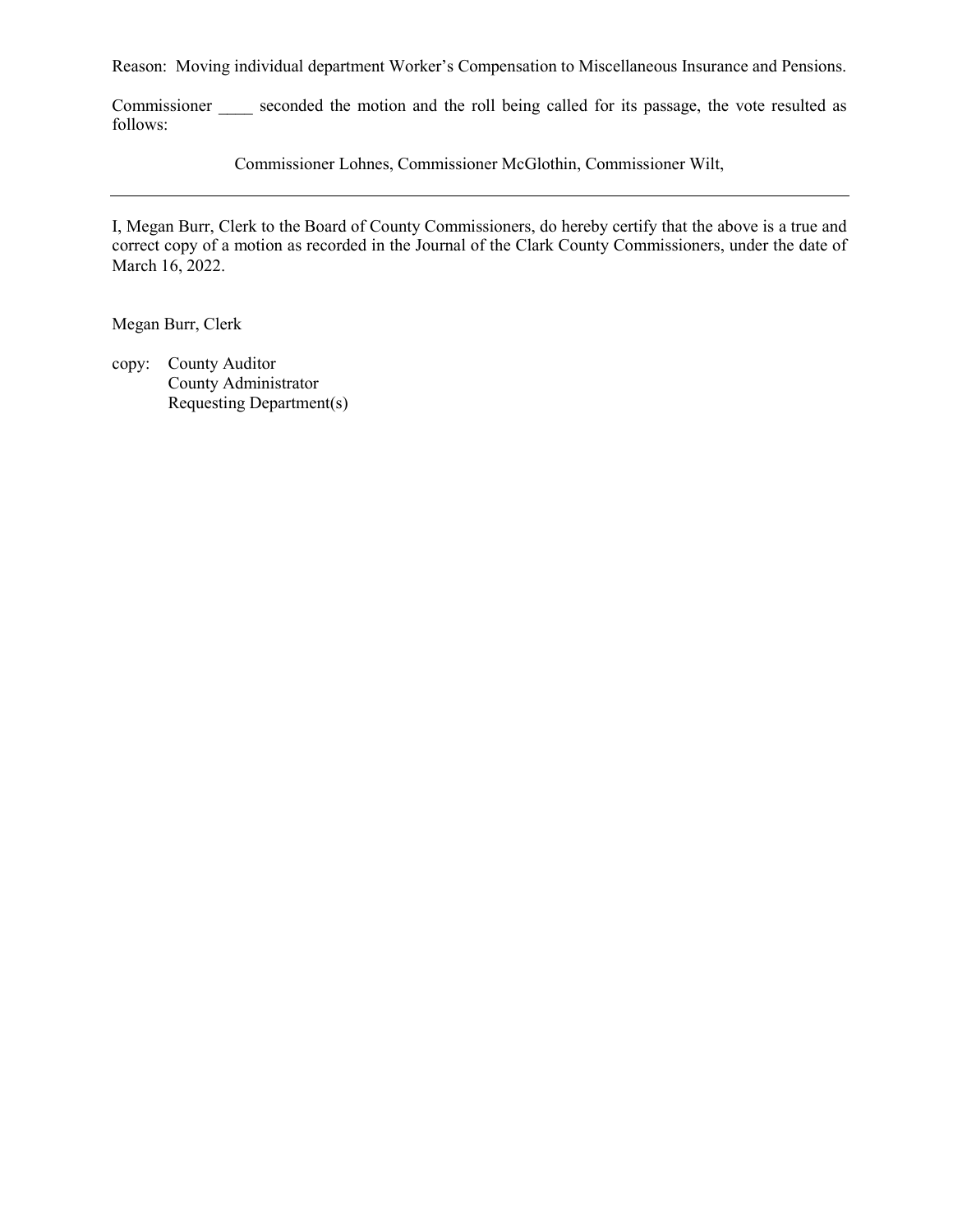Reason: Moving individual department Worker's Compensation to Miscellaneous Insurance and Pensions.

Commissioner ____ seconded the motion and the roll being called for its passage, the vote resulted as follows:

Commissioner Lohnes, Commissioner McGlothin, Commissioner Wilt,

---

I, Megan Burr, Clerk to the Board of County Commissioners, do hereby certify that the above is a true and correct copy of a motion as recorded in the Journal of the Clark County Commissioners, under the date of March 16, 2022.

Megan Burr, Clerk

copy: County Auditor
County Administrator
Requesting Department(s)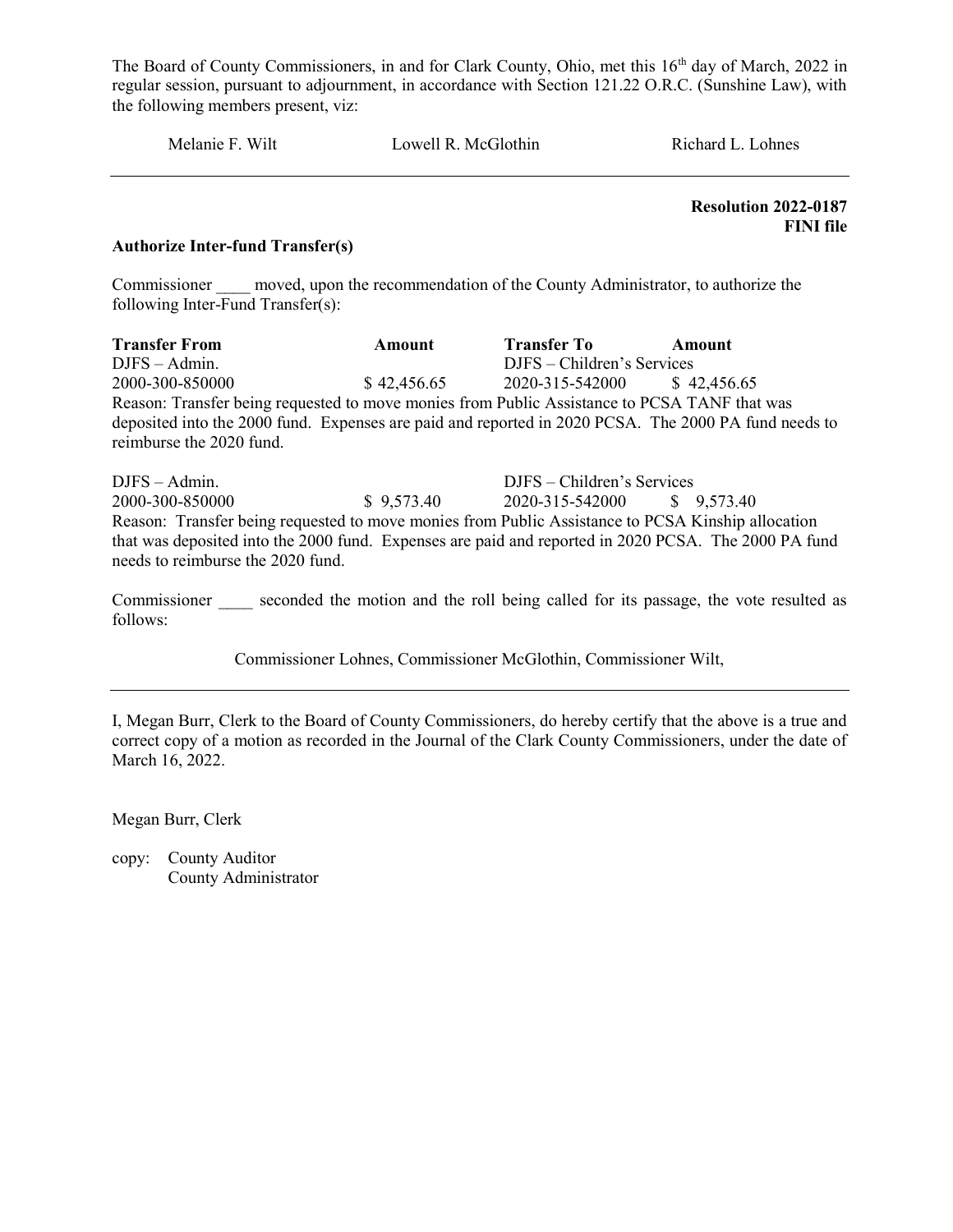The Board of County Commissioners, in and for Clark County, Ohio, met this 16th day of March, 2022 in regular session, pursuant to adjournment, in accordance with Section 121.22 O.R.C. (Sunshine Law), with the following members present, viz:

Melanie F. Wilt    Lowell R. McGlothin    Richard L. Lohnes

---

**Resolution 2022-0187**
**FINI file**

**Authorize Inter-fund Transfer(s)**

Commissioner ____ moved, upon the recommendation of the County Administrator, to authorize the following Inter-Fund Transfer(s):

| Transfer From | Amount | Transfer To | Amount |
|---|---|---|---|
| DJFS – Admin. | | DJFS – Children's Services | |
| 2000-300-850000 | $ 42,456.65 | 2020-315-542000 | $ 42,456.65 |

Reason: Transfer being requested to move monies from Public Assistance to PCSA TANF that was deposited into the 2000 fund. Expenses are paid and reported in 2020 PCSA. The 2000 PA fund needs to reimburse the 2020 fund.

| Transfer From | Amount | Transfer To | Amount |
|---|---|---|---|
| DJFS – Admin. | | DJFS – Children's Services | |
| 2000-300-850000 | $ 9,573.40 | 2020-315-542000 | $ 9,573.40 |

Reason: Transfer being requested to move monies from Public Assistance to PCSA Kinship allocation that was deposited into the 2000 fund. Expenses are paid and reported in 2020 PCSA. The 2000 PA fund needs to reimburse the 2020 fund.

Commissioner ____ seconded the motion and the roll being called for its passage, the vote resulted as follows:

Commissioner Lohnes, Commissioner McGlothin, Commissioner Wilt,

---

I, Megan Burr, Clerk to the Board of County Commissioners, do hereby certify that the above is a true and correct copy of a motion as recorded in the Journal of the Clark County Commissioners, under the date of March 16, 2022.

Megan Burr, Clerk

copy: County Auditor
County Administrator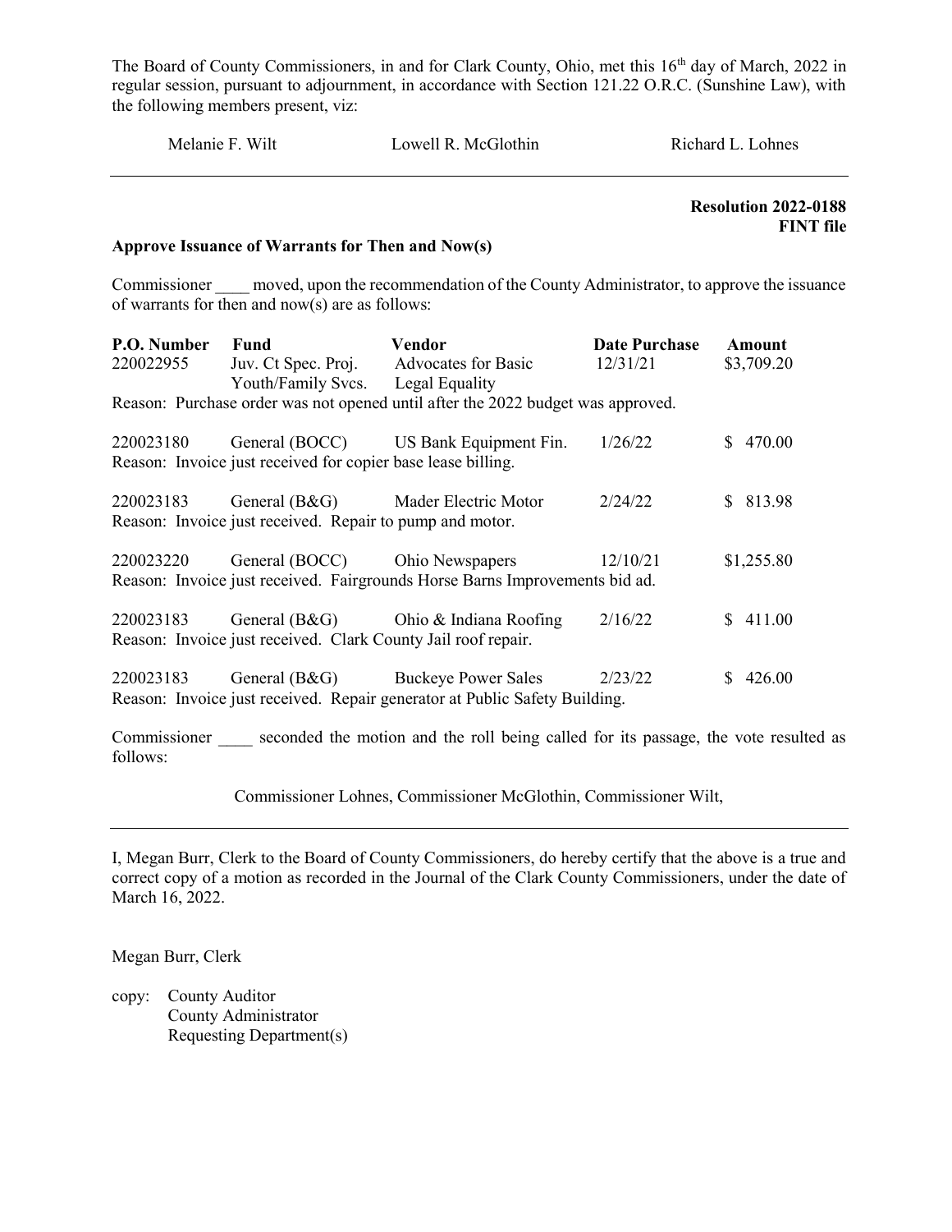The Board of County Commissioners, in and for Clark County, Ohio, met this 16th day of March, 2022 in regular session, pursuant to adjournment, in accordance with Section 121.22 O.R.C. (Sunshine Law), with the following members present, viz:

Melanie F. Wilt　　　　Lowell R. McGlothin　　　　Richard L. Lohnes

---

**Resolution 2022-0188**
**FINT file**

**Approve Issuance of Warrants for Then and Now(s)**

Commissioner ____ moved, upon the recommendation of the County Administrator, to approve the issuance of warrants for then and now(s) are as follows:

| P.O. Number | Fund | Vendor | Date Purchase | Amount |
|---|---|---|---|---|
| 220022955 | Juv. Ct Spec. Proj. Youth/Family Svcs. | Advocates for Basic Legal Equality | 12/31/21 | $3,709.20 |

Reason: Purchase order was not opened until after the 2022 budget was approved.

| P.O. Number | Fund | Vendor | Date Purchase | Amount |
|---|---|---|---|---|
| 220023180 | General (BOCC) | US Bank Equipment Fin. | 1/26/22 | $ 470.00 |

Reason: Invoice just received for copier base lease billing.

| P.O. Number | Fund | Vendor | Date Purchase | Amount |
|---|---|---|---|---|
| 220023183 | General (B&G) | Mader Electric Motor | 2/24/22 | $ 813.98 |

Reason: Invoice just received. Repair to pump and motor.

| P.O. Number | Fund | Vendor | Date Purchase | Amount |
|---|---|---|---|---|
| 220023220 | General (BOCC) | Ohio Newspapers | 12/10/21 | $1,255.80 |

Reason: Invoice just received. Fairgrounds Horse Barns Improvements bid ad.

| P.O. Number | Fund | Vendor | Date Purchase | Amount |
|---|---|---|---|---|
| 220023183 | General (B&G) | Ohio & Indiana Roofing | 2/16/22 | $ 411.00 |

Reason: Invoice just received. Clark County Jail roof repair.

| P.O. Number | Fund | Vendor | Date Purchase | Amount |
|---|---|---|---|---|
| 220023183 | General (B&G) | Buckeye Power Sales | 2/23/22 | $ 426.00 |

Reason: Invoice just received. Repair generator at Public Safety Building.

Commissioner ____ seconded the motion and the roll being called for its passage, the vote resulted as follows:

Commissioner Lohnes, Commissioner McGlothin, Commissioner Wilt,

---

I, Megan Burr, Clerk to the Board of County Commissioners, do hereby certify that the above is a true and correct copy of a motion as recorded in the Journal of the Clark County Commissioners, under the date of March 16, 2022.

Megan Burr, Clerk

copy: County Auditor
County Administrator
Requesting Department(s)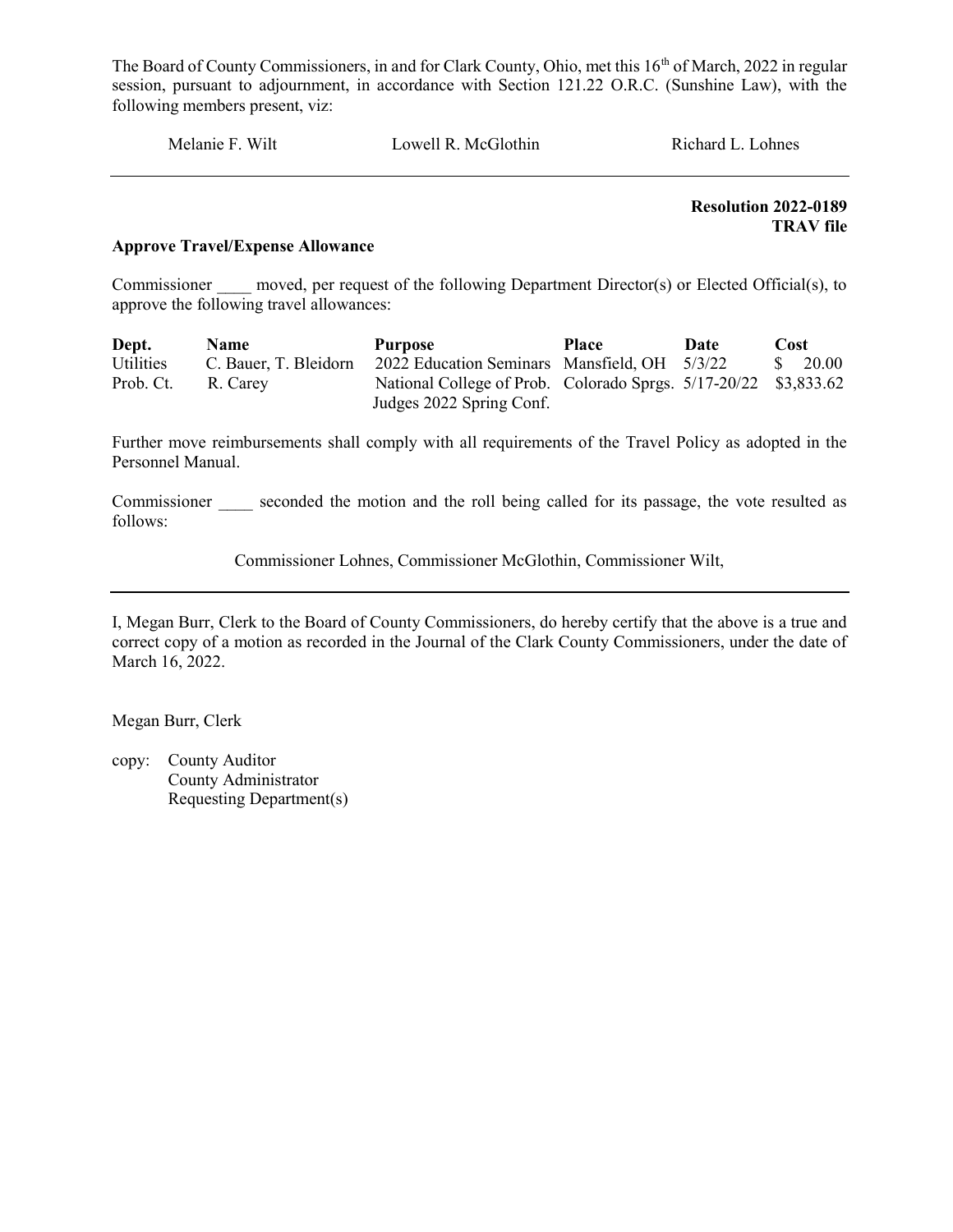The Board of County Commissioners, in and for Clark County, Ohio, met this 16th of March, 2022 in regular session, pursuant to adjournment, in accordance with Section 121.22 O.R.C. (Sunshine Law), with the following members present, viz:

Melanie F. Wilt Lowell R. McGlothin Richard L. Lohnes

---

**Resolution 2022-0189**
**TRAV file**

**Approve Travel/Expense Allowance**

Commissioner ____ moved, per request of the following Department Director(s) or Elected Official(s), to approve the following travel allowances:

| Dept. | Name | Purpose | Place | Date | Cost |
|---|---|---|---|---|---|
| Utilities | C. Bauer, T. Bleidorn | 2022 Education Seminars | Mansfield, OH | 5/3/22 | $ 20.00 |
| Prob. Ct. | R. Carey | National College of Prob. Judges 2022 Spring Conf. | Colorado Sprgs. | 5/17-20/22 | $3,833.62 |

Further move reimbursements shall comply with all requirements of the Travel Policy as adopted in the Personnel Manual.

Commissioner ____ seconded the motion and the roll being called for its passage, the vote resulted as follows:

Commissioner Lohnes, Commissioner McGlothin, Commissioner Wilt,

---

I, Megan Burr, Clerk to the Board of County Commissioners, do hereby certify that the above is a true and correct copy of a motion as recorded in the Journal of the Clark County Commissioners, under the date of March 16, 2022.

Megan Burr, Clerk

copy: County Auditor
County Administrator
Requesting Department(s)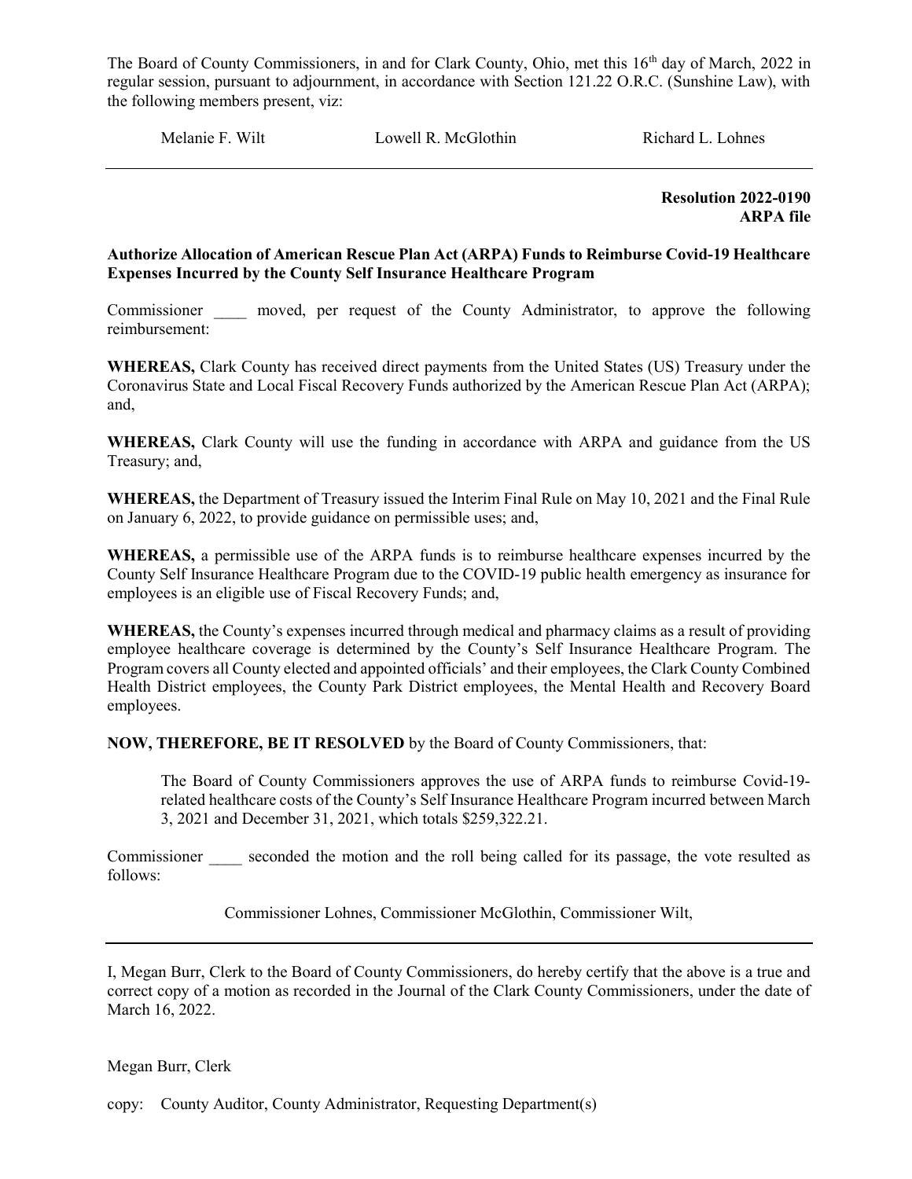The Board of County Commissioners, in and for Clark County, Ohio, met this 16th day of March, 2022 in regular session, pursuant to adjournment, in accordance with Section 121.22 O.R.C. (Sunshine Law), with the following members present, viz:

Melanie F. Wilt      Lowell R. McGlothin      Richard L. Lohnes

---

**Resolution 2022-0190**
**ARPA file**

**Authorize Allocation of American Rescue Plan Act (ARPA) Funds to Reimburse Covid-19 Healthcare Expenses Incurred by the County Self Insurance Healthcare Program**

Commissioner ____ moved, per request of the County Administrator, to approve the following reimbursement:

**WHEREAS,** Clark County has received direct payments from the United States (US) Treasury under the Coronavirus State and Local Fiscal Recovery Funds authorized by the American Rescue Plan Act (ARPA); and,

**WHEREAS,** Clark County will use the funding in accordance with ARPA and guidance from the US Treasury; and,

**WHEREAS,** the Department of Treasury issued the Interim Final Rule on May 10, 2021 and the Final Rule on January 6, 2022, to provide guidance on permissible uses; and,

**WHEREAS,** a permissible use of the ARPA funds is to reimburse healthcare expenses incurred by the County Self Insurance Healthcare Program due to the COVID-19 public health emergency as insurance for employees is an eligible use of Fiscal Recovery Funds; and,

**WHEREAS,** the County's expenses incurred through medical and pharmacy claims as a result of providing employee healthcare coverage is determined by the County's Self Insurance Healthcare Program. The Program covers all County elected and appointed officials' and their employees, the Clark County Combined Health District employees, the County Park District employees, the Mental Health and Recovery Board employees.

**NOW, THEREFORE, BE IT RESOLVED** by the Board of County Commissioners, that:

> The Board of County Commissioners approves the use of ARPA funds to reimburse Covid-19-related healthcare costs of the County's Self Insurance Healthcare Program incurred between March 3, 2021 and December 31, 2021, which totals $259,322.21.

Commissioner ____ seconded the motion and the roll being called for its passage, the vote resulted as follows:

Commissioner Lohnes, Commissioner McGlothin, Commissioner Wilt,

---

I, Megan Burr, Clerk to the Board of County Commissioners, do hereby certify that the above is a true and correct copy of a motion as recorded in the Journal of the Clark County Commissioners, under the date of March 16, 2022.

Megan Burr, Clerk

copy: County Auditor, County Administrator, Requesting Department(s)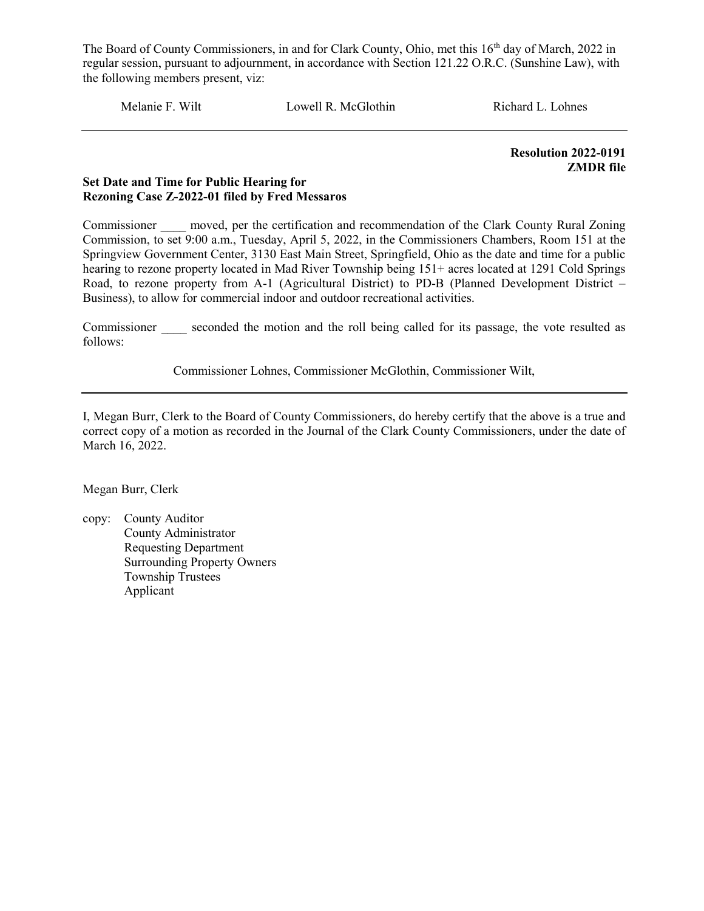The Board of County Commissioners, in and for Clark County, Ohio, met this 16th day of March, 2022 in regular session, pursuant to adjournment, in accordance with Section 121.22 O.R.C. (Sunshine Law), with the following members present, viz:

Melanie F. Wilt    Lowell R. McGlothin    Richard L. Lohnes

---

**Resolution 2022-0191**
**ZMDR file**

**Set Date and Time for Public Hearing for**
**Rezoning Case Z-2022-01 filed by Fred Messaros**

Commissioner ____ moved, per the certification and recommendation of the Clark County Rural Zoning Commission, to set 9:00 a.m., Tuesday, April 5, 2022, in the Commissioners Chambers, Room 151 at the Springview Government Center, 3130 East Main Street, Springfield, Ohio as the date and time for a public hearing to rezone property located in Mad River Township being 151+ acres located at 1291 Cold Springs Road, to rezone property from A-1 (Agricultural District) to PD-B (Planned Development District – Business), to allow for commercial indoor and outdoor recreational activities.

Commissioner ____ seconded the motion and the roll being called for its passage, the vote resulted as follows:

Commissioner Lohnes, Commissioner McGlothin, Commissioner Wilt,

---

I, Megan Burr, Clerk to the Board of County Commissioners, do hereby certify that the above is a true and correct copy of a motion as recorded in the Journal of the Clark County Commissioners, under the date of March 16, 2022.

Megan Burr, Clerk

copy: County Auditor
County Administrator
Requesting Department
Surrounding Property Owners
Township Trustees
Applicant